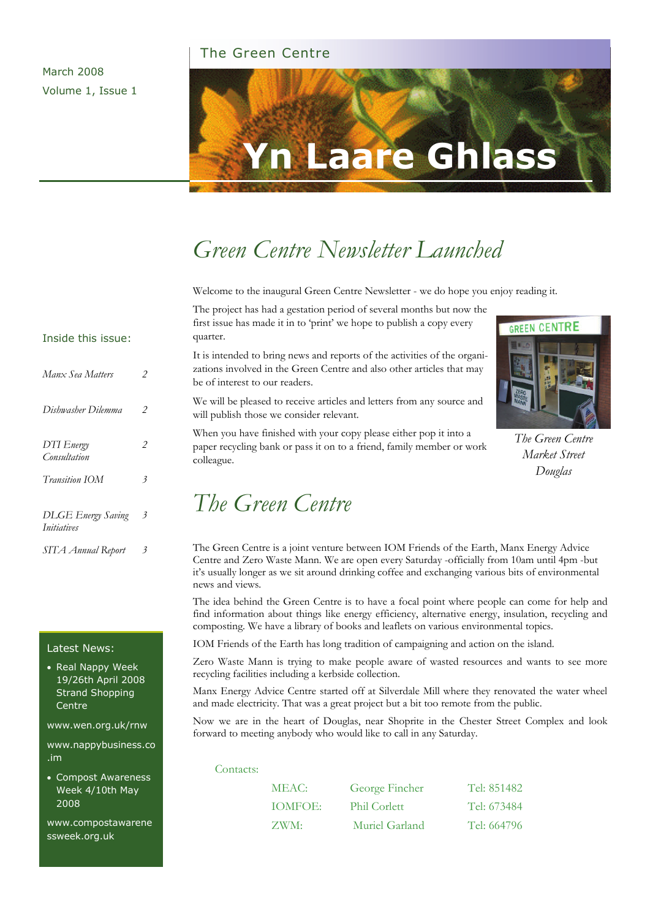March 2008
Volume 1, Issue 1

The Green Centre

# Yn Laare Ghlass

## Green Centre Newsletter Launched

Welcome to the inaugural Green Centre Newsletter - we do hope you enjoy reading it.

The project has had a gestation period of several months but now the first issue has made it in to 'print' we hope to publish a copy every quarter.

It is intended to bring news and reports of the activities of the organizations involved in the Green Centre and also other articles that may be of interest to our readers.

We will be pleased to receive articles and letters from any source and will publish those we consider relevant.

When you have finished with your copy please either pop it into a paper recycling bank or pass it on to a friend, family member or work colleague.

*The Green Centre Market Street Douglas*

## The Green Centre

The Green Centre is a joint venture between IOM Friends of the Earth, Manx Energy Advice Centre and Zero Waste Mann. We are open every Saturday -officially from 10am until 4pm -but it's usually longer as we sit around drinking coffee and exchanging various bits of environmental news and views.

The idea behind the Green Centre is to have a focal point where people can come for help and find information about things like energy efficiency, alternative energy, insulation, recycling and composting. We have a library of books and leaflets on various environmental topics.

IOM Friends of the Earth has long tradition of campaigning and action on the island.

Zero Waste Mann is trying to make people aware of wasted resources and wants to see more recycling facilities including a kerbside collection.

Manx Energy Advice Centre started off at Silverdale Mill where they renovated the water wheel and made electricity. That was a great project but a bit too remote from the public.

Now we are in the heart of Douglas, near Shoprite in the Chester Street Complex and look forward to meeting anybody who would like to call in any Saturday.

Contacts:

| | | |
|---|---|---|
| MEAC: | George Fincher | Tel: 851482 |
| IOMFOE: | Phil Corlett | Tel: 673484 |
| ZWM: | Muriel Garland | Tel: 664796 |

### Inside this issue:

| | |
|---|---|
| *Manx Sea Matters* | 2 |
| *Dishwasher Dilemma* | 2 |
| *DTI Energy Consultation* | 2 |
| *Transition IOM* | 3 |
| *DLGE Energy Saving Initiatives* | 3 |
| *SITA Annual Report* | 3 |

### Latest News:

- Real Nappy Week 19/26th April 2008 Strand Shopping Centre

www.wen.org.uk/rnw

www.nappybusiness.co.im

- Compost Awareness Week 4/10th May 2008

www.compostawarenessweek.org.uk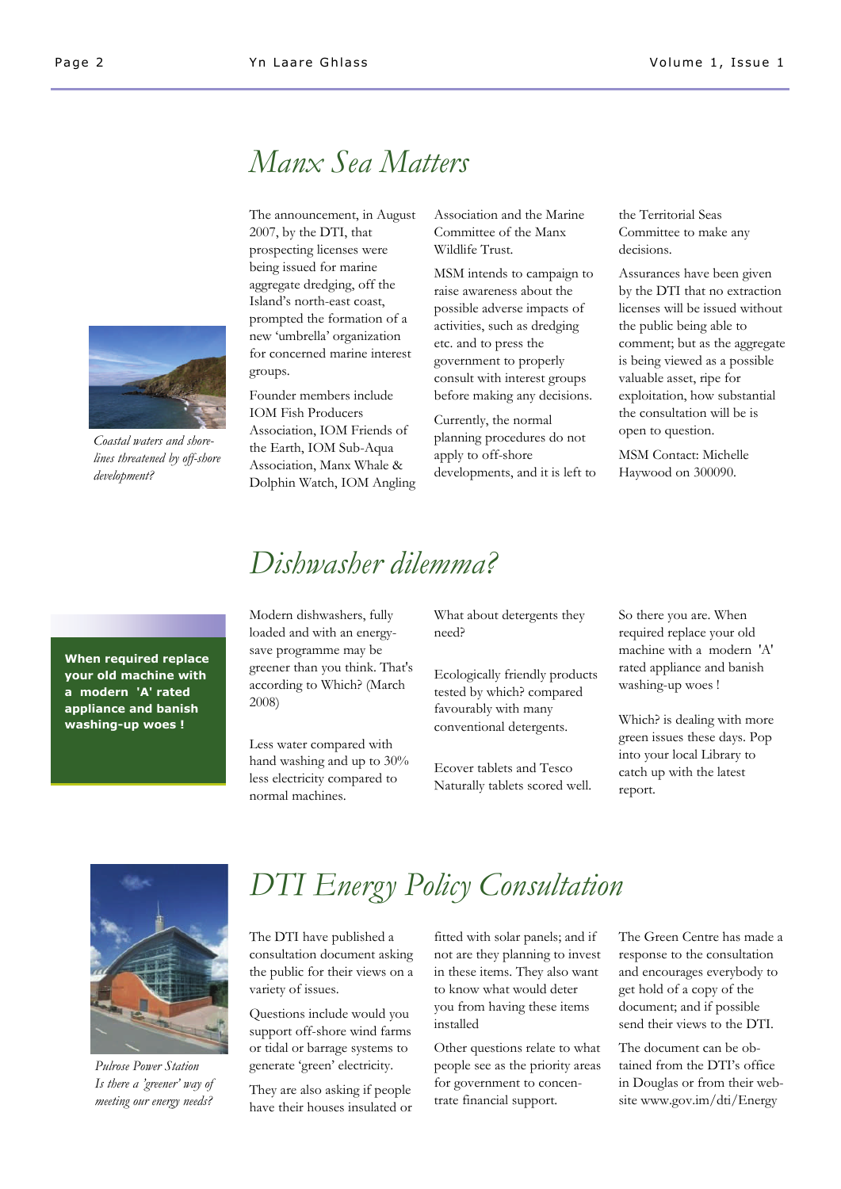# Manx Sea Matters

*Coastal waters and shore-lines threatened by off-shore development?*

The announcement, in August 2007, by the DTI, that prospecting licenses were being issued for marine aggregate dredging, off the Island's north-east coast, prompted the formation of a new 'umbrella' organization for concerned marine interest groups.

Founder members include IOM Fish Producers Association, IOM Friends of the Earth, IOM Sub-Aqua Association, Manx Whale & Dolphin Watch, IOM Angling Association and the Marine Committee of the Manx Wildlife Trust.

MSM intends to campaign to raise awareness about the possible adverse impacts of activities, such as dredging etc. and to press the government to properly consult with interest groups before making any decisions.

Currently, the normal planning procedures do not apply to off-shore developments, and it is left to the Territorial Seas Committee to make any decisions.

Assurances have been given by the DTI that no extraction licenses will be issued without the public being able to comment; but as the aggregate is being viewed as a possible valuable asset, ripe for exploitation, how substantial the consultation will be is open to question.

MSM Contact: Michelle Haywood on 300090.

# Dishwasher dilemma?

**When required replace your old machine with a modern 'A' rated appliance and banish washing-up woes !**

Modern dishwashers, fully loaded and with an energy-save programme may be greener than you think. That's according to Which? (March 2008)

Less water compared with hand washing and up to 30% less electricity compared to normal machines.

What about detergents they need?

Ecologically friendly products tested by which? compared favourably with many conventional detergents.

Ecover tablets and Tesco Naturally tablets scored well.

So there you are. When required replace your old machine with a modern 'A' rated appliance and banish washing-up woes !

Which? is dealing with more green issues these days. Pop into your local Library to catch up with the latest report.

# DTI Energy Policy Consultation

*Pulrose Power Station*
*Is there a 'greener' way of meeting our energy needs?*

The DTI have published a consultation document asking the public for their views on a variety of issues.

Questions include would you support off-shore wind farms or tidal or barrage systems to generate 'green' electricity.

They are also asking if people have their houses insulated or fitted with solar panels; and if not are they planning to invest in these items. They also want to know what would deter you from having these items installed

Other questions relate to what people see as the priority areas for government to concentrate financial support.

The Green Centre has made a response to the consultation and encourages everybody to get hold of a copy of the document; and if possible send their views to the DTI.

The document can be obtained from the DTI's office in Douglas or from their website www.gov.im/dti/Energy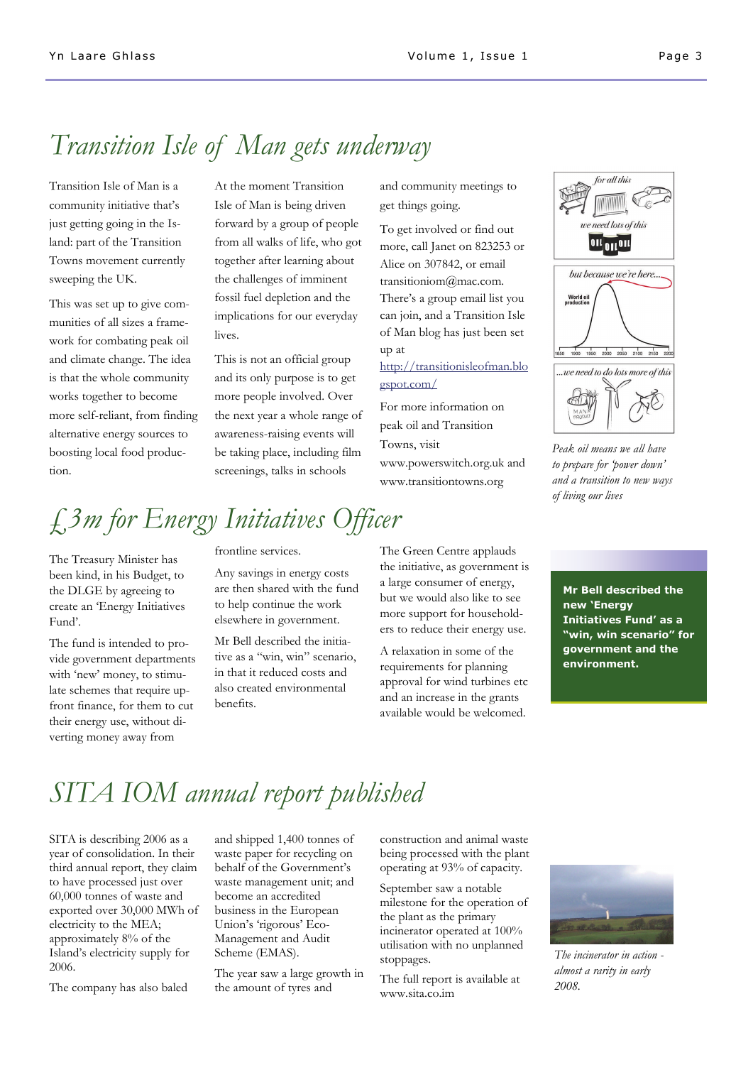# *Transition Isle of Man gets underway*

Transition Isle of Man is a community initiative that's just getting going in the Island: part of the Transition Towns movement currently sweeping the UK.

This was set up to give communities of all sizes a framework for combating peak oil and climate change. The idea is that the whole community works together to become more self-reliant, from finding alternative energy sources to boosting local food production.

At the moment Transition Isle of Man is being driven forward by a group of people from all walks of life, who got together after learning about the challenges of imminent fossil fuel depletion and the implications for our everyday lives.

This is not an official group and its only purpose is to get more people involved. Over the next year a whole range of awareness-raising events will be taking place, including film screenings, talks in schools and community meetings to get things going.

To get involved or find out more, call Janet on 823253 or Alice on 307842, or email transitioniom@mac.com. There's a group email list you can join, and a Transition Isle of Man blog has just been set up at http://transitionisleofman.blogspot.com/

For more information on peak oil and Transition Towns, visit www.powerswitch.org.uk and www.transitiontowns.org

*Peak oil means we all have to prepare for 'power down' and a transition to new ways of living our lives*

# *£3m for Energy Initiatives Officer*

The Treasury Minister has been kind, in his Budget, to the DLGE by agreeing to create an 'Energy Initiatives Fund'.

The fund is intended to provide government departments with 'new' money, to stimulate schemes that require upfront finance, for them to cut their energy use, without diverting money away from frontline services.

Any savings in energy costs are then shared with the fund to help continue the work elsewhere in government.

Mr Bell described the initiative as a "win, win" scenario, in that it reduced costs and also created environmental benefits.

The Green Centre applauds the initiative, as government is a large consumer of energy, but we would also like to see more support for householders to reduce their energy use.

A relaxation in some of the requirements for planning approval for wind turbines etc and an increase in the grants available would be welcomed.

**Mr Bell described the new 'Energy Initiatives Fund' as a "win, win scenario" for government and the environment.**

# *SITA IOM annual report published*

SITA is describing 2006 as a year of consolidation. In their third annual report, they claim to have processed just over 60,000 tonnes of waste and exported over 30,000 MWh of electricity to the MEA; approximately 8% of the Island's electricity supply for 2006.

The company has also baled and shipped 1,400 tonnes of waste paper for recycling on behalf of the Government's waste management unit; and become an accredited business in the European Union's 'rigorous' Eco-Management and Audit Scheme (EMAS).

The year saw a large growth in the amount of tyres and construction and animal waste being processed with the plant operating at 93% of capacity.

September saw a notable milestone for the operation of the plant as the primary incinerator operated at 100% utilisation with no unplanned stoppages.

The full report is available at www.sita.co.im

*The incinerator in action - almost a rarity in early 2008.*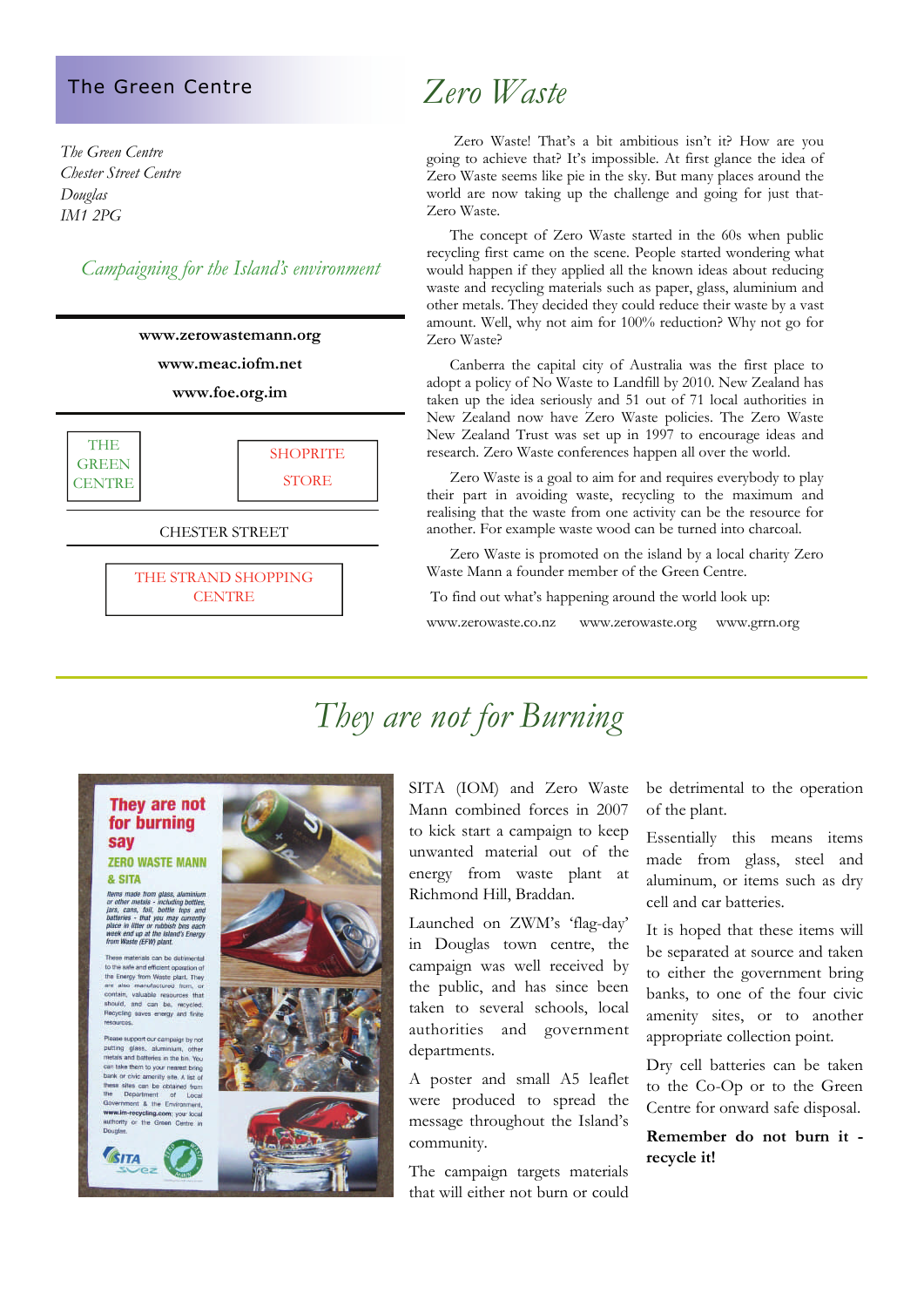## The Green Centre

*The Green Centre*
*Chester Street Centre*
*Douglas*
*IM1 2PG*

*Campaigning for the Island's environment*

**www.zerowastemann.org**

**www.meac.iofm.net**

**www.foe.org.im**

THE GREEN CENTRE

SHOPRITE STORE

CHESTER STREET

THE STRAND SHOPPING CENTRE

# *Zero Waste*

Zero Waste! That's a bit ambitious isn't it? How are you going to achieve that? It's impossible. At first glance the idea of Zero Waste seems like pie in the sky. But many places around the world are now taking up the challenge and going for just that- Zero Waste.

The concept of Zero Waste started in the 60s when public recycling first came on the scene. People started wondering what would happen if they applied all the known ideas about reducing waste and recycling materials such as paper, glass, aluminium and other metals. They decided they could reduce their waste by a vast amount. Well, why not aim for 100% reduction? Why not go for Zero Waste?

Canberra the capital city of Australia was the first place to adopt a policy of No Waste to Landfill by 2010. New Zealand has taken up the idea seriously and 51 out of 71 local authorities in New Zealand now have Zero Waste policies. The Zero Waste New Zealand Trust was set up in 1997 to encourage ideas and research. Zero Waste conferences happen all over the world.

Zero Waste is a goal to aim for and requires everybody to play their part in avoiding waste, recycling to the maximum and realising that the waste from one activity can be the resource for another. For example waste wood can be turned into charcoal.

Zero Waste is promoted on the island by a local charity Zero Waste Mann a founder member of the Green Centre.

To find out what's happening around the world look up:

www.zerowaste.co.nz www.zerowaste.org www.grrn.org

# *They are not for Burning*

SITA (IOM) and Zero Waste Mann combined forces in 2007 to kick start a campaign to keep unwanted material out of the energy from waste plant at Richmond Hill, Braddan.

Launched on ZWM's 'flag-day' in Douglas town centre, the campaign was well received by the public, and has since been taken to several schools, local authorities and government departments.

A poster and small A5 leaflet were produced to spread the message throughout the Island's community.

The campaign targets materials that will either not burn or could be detrimental to the operation of the plant.

Essentially this means items made from glass, steel and aluminum, or items such as dry cell and car batteries.

It is hoped that these items will be separated at source and taken to either the government bring banks, to one of the four civic amenity sites, or to another appropriate collection point.

Dry cell batteries can be taken to the Co-Op or to the Green Centre for onward safe disposal.

**Remember do not burn it - recycle it!**